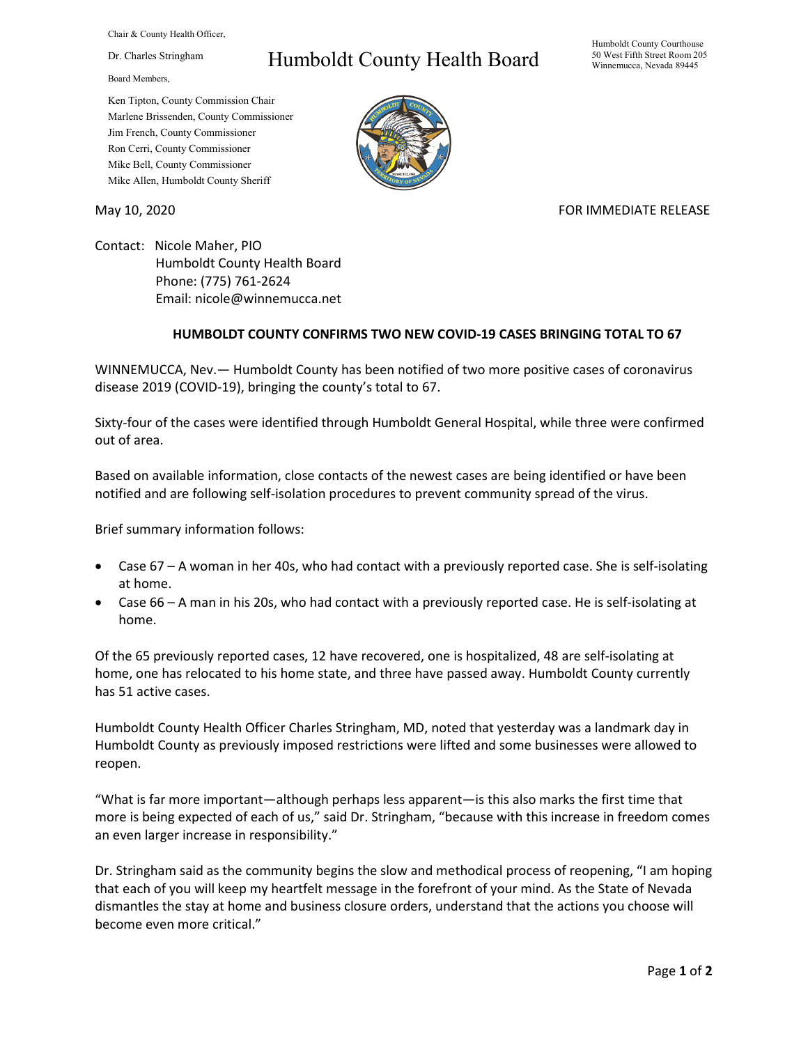Chair & County Health Officer,

Dr. Charles Stringham

# Humboldt County Health Board

Humboldt County Courthouse
50 West Fifth Street Room 205
Winnemucca, Nevada 89445

Board Members,

Ken Tipton, County Commission Chair
Marlene Brissenden, County Commissioner
Jim French, County Commissioner
Ron Cerri, County Commissioner
Mike Bell, County Commissioner
Mike Allen, Humboldt County Sheriff

May 10, 2020

FOR IMMEDIATE RELEASE

Contact: Nicole Maher, PIO
Humboldt County Health Board
Phone: (775) 761-2624
Email: nicole@winnemucca.net

**HUMBOLDT COUNTY CONFIRMS TWO NEW COVID-19 CASES BRINGING TOTAL TO 67**

WINNEMUCCA, Nev.— Humboldt County has been notified of two more positive cases of coronavirus disease 2019 (COVID-19), bringing the county's total to 67.

Sixty-four of the cases were identified through Humboldt General Hospital, while three were confirmed out of area.

Based on available information, close contacts of the newest cases are being identified or have been notified and are following self-isolation procedures to prevent community spread of the virus.

Brief summary information follows:

- Case 67 – A woman in her 40s, who had contact with a previously reported case. She is self-isolating at home.
- Case 66 – A man in his 20s, who had contact with a previously reported case. He is self-isolating at home.

Of the 65 previously reported cases, 12 have recovered, one is hospitalized, 48 are self-isolating at home, one has relocated to his home state, and three have passed away. Humboldt County currently has 51 active cases.

Humboldt County Health Officer Charles Stringham, MD, noted that yesterday was a landmark day in Humboldt County as previously imposed restrictions were lifted and some businesses were allowed to reopen.

"What is far more important—although perhaps less apparent—is this also marks the first time that more is being expected of each of us," said Dr. Stringham, "because with this increase in freedom comes an even larger increase in responsibility."

Dr. Stringham said as the community begins the slow and methodical process of reopening, "I am hoping that each of you will keep my heartfelt message in the forefront of your mind. As the State of Nevada dismantles the stay at home and business closure orders, understand that the actions you choose will become even more critical."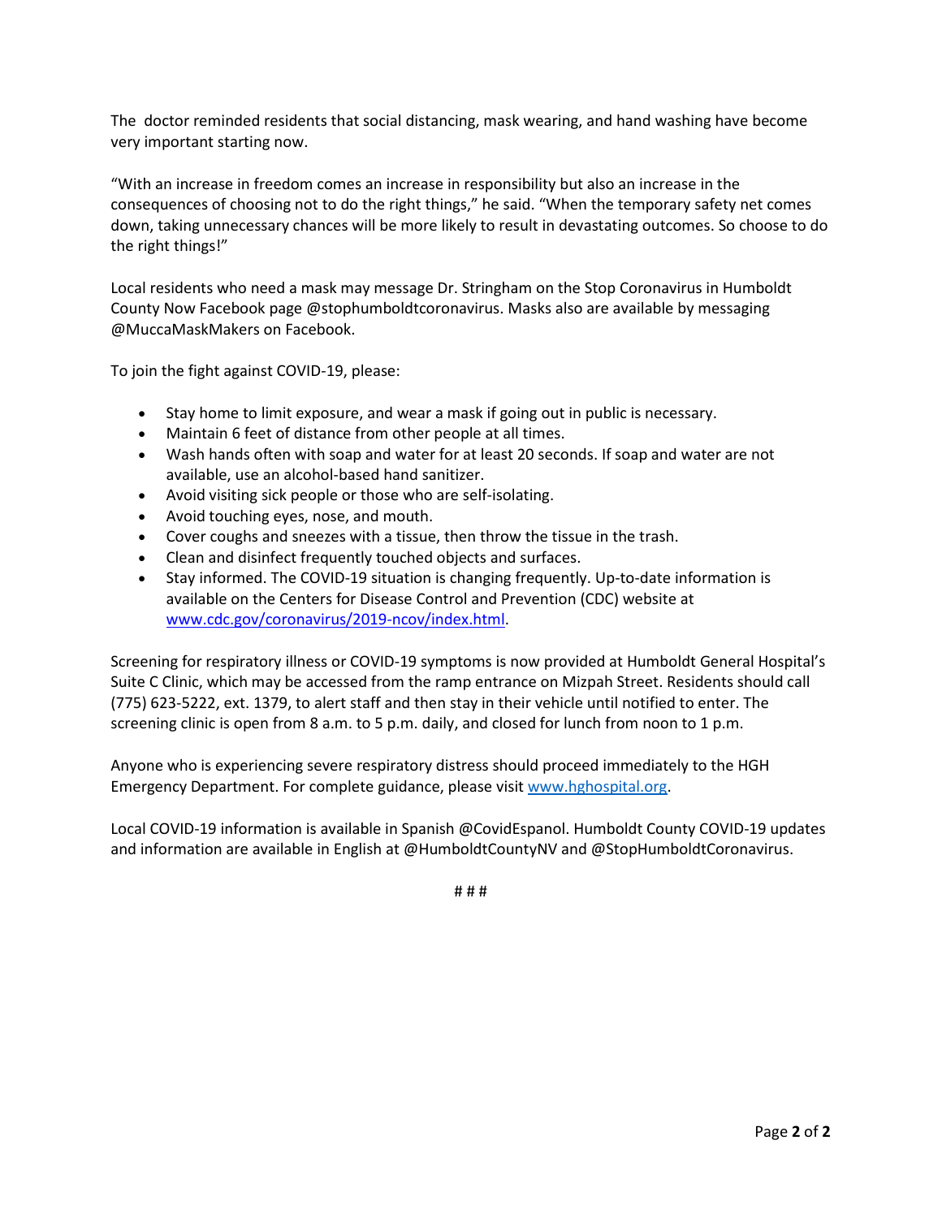The doctor reminded residents that social distancing, mask wearing, and hand washing have become very important starting now.

“With an increase in freedom comes an increase in responsibility but also an increase in the consequences of choosing not to do the right things,” he said. “When the temporary safety net comes down, taking unnecessary chances will be more likely to result in devastating outcomes. So choose to do the right things!”

Local residents who need a mask may message Dr. Stringham on the Stop Coronavirus in Humboldt County Now Facebook page @stophumboldtcoronavirus. Masks also are available by messaging @MuccaMaskMakers on Facebook.

To join the fight against COVID-19, please:

- Stay home to limit exposure, and wear a mask if going out in public is necessary.
- Maintain 6 feet of distance from other people at all times.
- Wash hands often with soap and water for at least 20 seconds. If soap and water are not available, use an alcohol-based hand sanitizer.
- Avoid visiting sick people or those who are self-isolating.
- Avoid touching eyes, nose, and mouth.
- Cover coughs and sneezes with a tissue, then throw the tissue in the trash.
- Clean and disinfect frequently touched objects and surfaces.
- Stay informed. The COVID-19 situation is changing frequently. Up-to-date information is available on the Centers for Disease Control and Prevention (CDC) website at www.cdc.gov/coronavirus/2019-ncov/index.html.

Screening for respiratory illness or COVID-19 symptoms is now provided at Humboldt General Hospital’s Suite C Clinic, which may be accessed from the ramp entrance on Mizpah Street. Residents should call (775) 623-5222, ext. 1379, to alert staff and then stay in their vehicle until notified to enter. The screening clinic is open from 8 a.m. to 5 p.m. daily, and closed for lunch from noon to 1 p.m.

Anyone who is experiencing severe respiratory distress should proceed immediately to the HGH Emergency Department. For complete guidance, please visit www.hghospital.org.

Local COVID-19 information is available in Spanish @CovidEspanol. Humboldt County COVID-19 updates and information are available in English at @HumboldtCountyNV and @StopHumboldtCoronavirus.

# # #